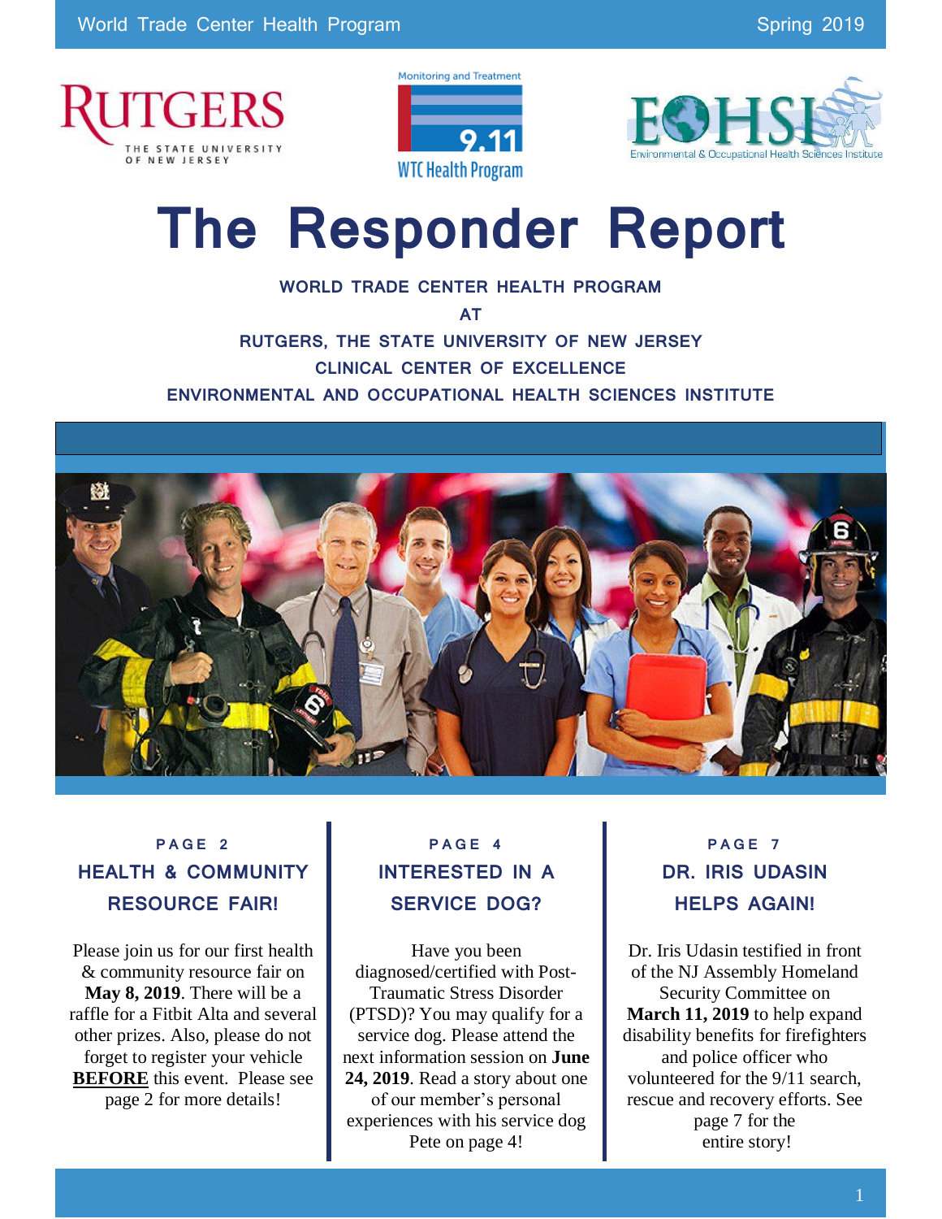# The Responder Report

**WORLD TRADE CENTER HEALTH PROGRAM**

**AT**

**RUTGERS, THE STATE UNIVERSITY OF NEW JERSEY**

**CLINICAL CENTER OF EXCELLENCE**

**ENVIRONMENTAL AND OCCUPATIONAL HEALTH SCIENCES INSTITUTE**

### PAGE 2

## HEALTH & COMMUNITY RESOURCE FAIR!

Please join us for our first health & community resource fair on **May 8, 2019**. There will be a raffle for a Fitbit Alta and several other prizes. Also, please do not forget to register your vehicle **BEFORE** this event. Please see page 2 for more details!

### PAGE 4

## INTERESTED IN A SERVICE DOG?

Have you been diagnosed/certified with Post-Traumatic Stress Disorder (PTSD)? You may qualify for a service dog. Please attend the next information session on **June 24, 2019**. Read a story about one of our member's personal experiences with his service dog Pete on page 4!

### PAGE 7

## DR. IRIS UDASIN HELPS AGAIN!

Dr. Iris Udasin testified in front of the NJ Assembly Homeland Security Committee on **March 11, 2019** to help expand disability benefits for firefighters and police officer who volunteered for the 9/11 search, rescue and recovery efforts. See page 7 for the entire story!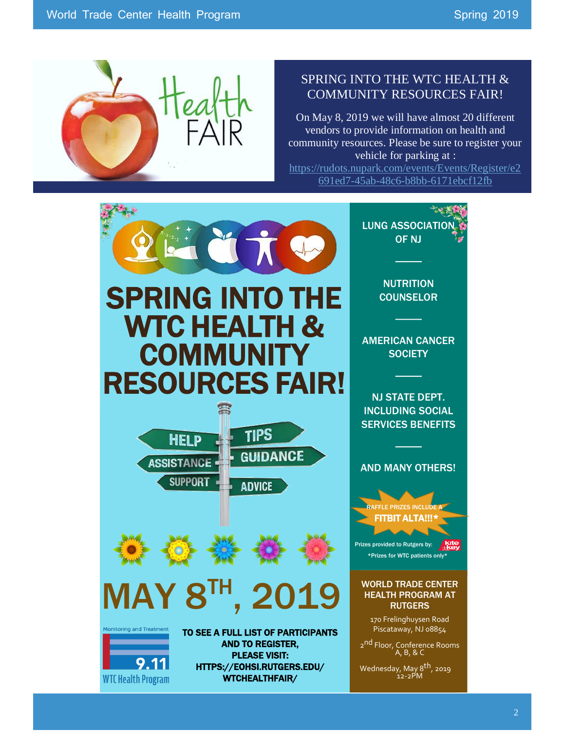## SPRING INTO THE WTC HEALTH & COMMUNITY RESOURCES FAIR!

On May 8, 2019 we will have almost 20 different vendors to provide information on health and community resources. Please be sure to register your vehicle for parking at : https://rudots.nupark.com/events/Events/Register/e2691ed7-45ab-48c6-b8bb-6171ebcf12fb

# SPRING INTO THE WTC HEALTH & COMMUNITY RESOURCES FAIR!

HELP · TIPS · ASSISTANCE · GUIDANCE · SUPPORT · ADVICE

## MAY 8TH, 2019

**TO SEE A FULL LIST OF PARTICIPANTS AND TO REGISTER, PLEASE VISIT: HTTPS://EOHSI.RUTGERS.EDU/WTCHEALTHFAIR/**

Monitoring and Treatment
9.11
WTC Health Program

**LUNG ASSOCIATION OF NJ**

**NUTRITION COUNSELOR**

**AMERICAN CANCER SOCIETY**

**NJ STATE DEPT. INCLUDING SOCIAL SERVICES BENEFITS**

**AND MANY OTHERS!**

RAFFLE PRIZES INCLUDE A **FITBIT ALTA!!!***

Prizes provided to Rutgers by: kite+key

*Prizes for WTC patients only*

**WORLD TRADE CENTER HEALTH PROGRAM AT RUTGERS**

170 Frelinghuysen Road
Piscataway, NJ 08854

2nd Floor, Conference Rooms A, B, & C

Wednesday, May 8th, 2019
12-2PM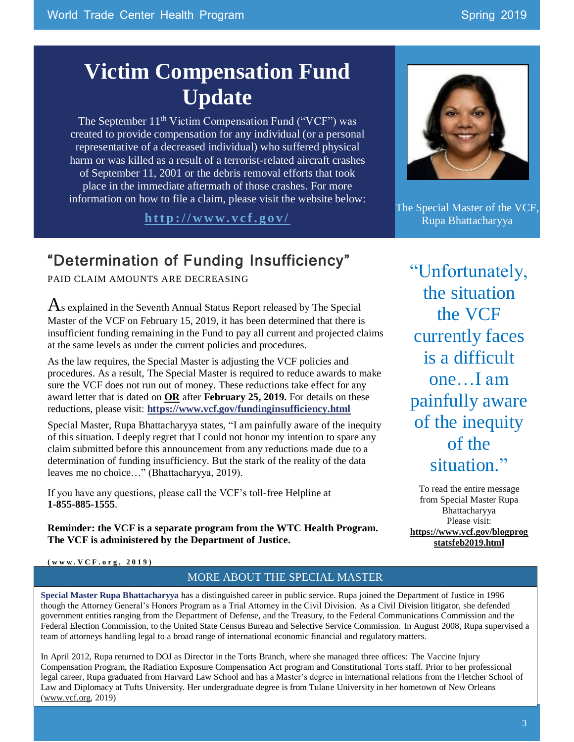# Victim Compensation Fund Update

The September 11th Victim Compensation Fund ("VCF") was created to provide compensation for any individual (or a personal representative of a decreased individual) who suffered physical harm or was killed as a result of a terrorist-related aircraft crashes of September 11, 2001 or the debris removal efforts that took place in the immediate aftermath of those crashes. For more information on how to file a claim, please visit the website below:

**http://www.vcf.gov/**

The Special Master of the VCF, Rupa Bhattacharyya

## "Determination of Funding Insufficiency"

PAID CLAIM AMOUNTS ARE DECREASING

As explained in the Seventh Annual Status Report released by The Special Master of the VCF on February 15, 2019, it has been determined that there is insufficient funding remaining in the Fund to pay all current and projected claims at the same levels as under the current policies and procedures.

As the law requires, the Special Master is adjusting the VCF policies and procedures. As a result, The Special Master is required to reduce awards to make sure the VCF does not run out of money. These reductions take effect for any award letter that is dated on **OR** after **February 25, 2019.** For details on these reductions, please visit: **https://www.vcf.gov/fundinginsufficiency.html**

Special Master, Rupa Bhattacharyya states, "I am painfully aware of the inequity of this situation. I deeply regret that I could not honor my intention to spare any claim submitted before this announcement from any reductions made due to a determination of funding insufficiency. But the stark of the reality of the data leaves me no choice…" (Bhattacharyya, 2019).

If you have any questions, please call the VCF's toll-free Helpline at **1-855-885-1555**.

**Reminder: the VCF is a separate program from the WTC Health Program. The VCF is administered by the Department of Justice.**

**(www.VCF.org, 2019)**

"Unfortunately, the situation the VCF currently faces is a difficult one…I am painfully aware of the inequity of the situation."

To read the entire message from Special Master Rupa Bhattacharyya Please visit: **https://www.vcf.gov/blogprogstatsfeb2019.html**

## MORE ABOUT THE SPECIAL MASTER

**Special Master Rupa Bhattacharyya** has a distinguished career in public service. Rupa joined the Department of Justice in 1996 though the Attorney General's Honors Program as a Trial Attorney in the Civil Division. As a Civil Division litigator, she defended government entities ranging from the Department of Defense, and the Treasury, to the Federal Communications Commission and the Federal Election Commission, to the United State Census Bureau and Selective Service Commission. In August 2008, Rupa supervised a team of attorneys handling legal to a broad range of international economic financial and regulatory matters.

In April 2012, Rupa returned to DOJ as Director in the Torts Branch, where she managed three offices: The Vaccine Injury Compensation Program, the Radiation Exposure Compensation Act program and Constitutional Torts staff. Prior to her professional legal career, Rupa graduated from Harvard Law School and has a Master's degree in international relations from the Fletcher School of Law and Diplomacy at Tufts University. Her undergraduate degree is from Tulane University in her hometown of New Orleans (www.vcf.org, 2019)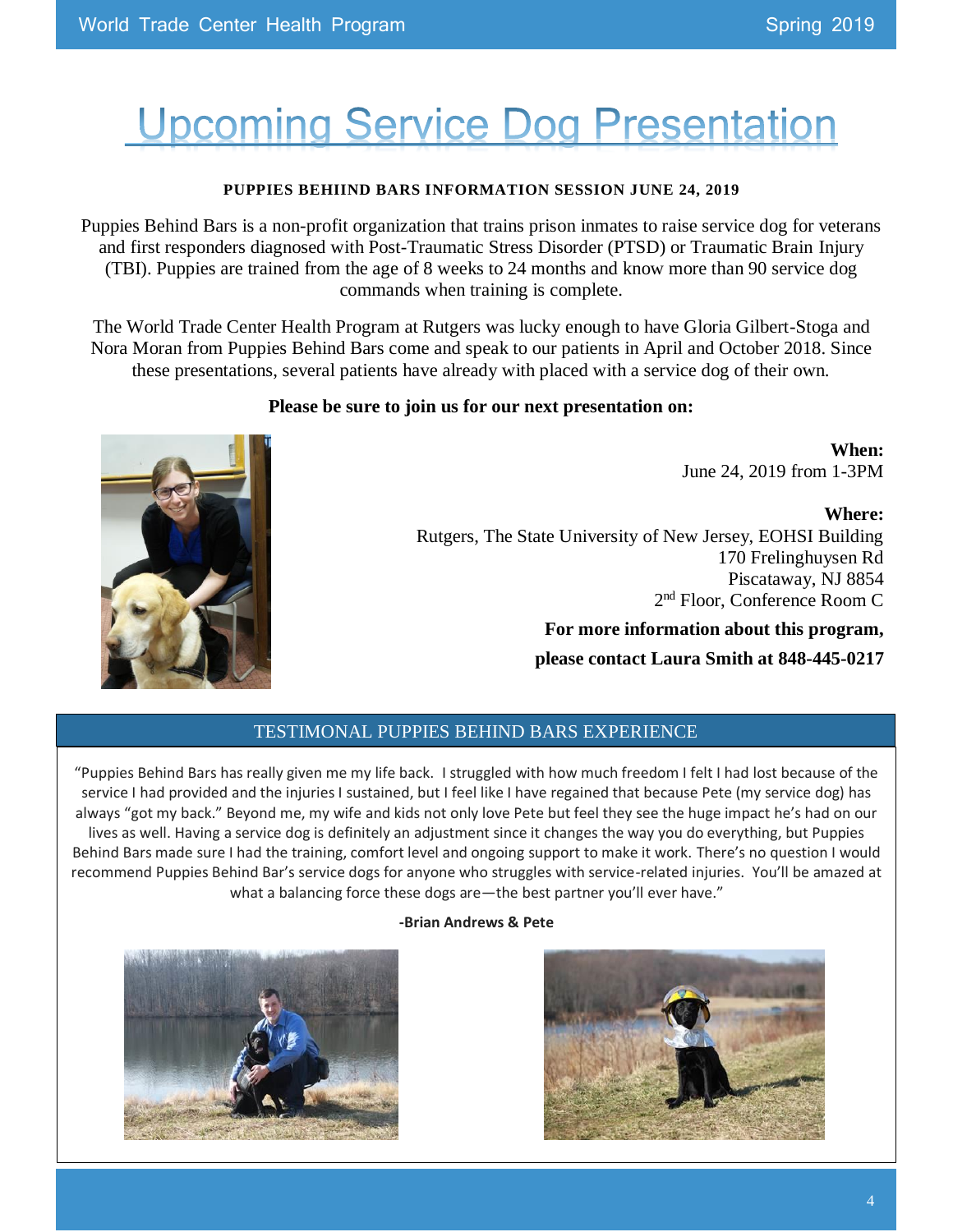# Upcoming Service Dog Presentation

**PUPPIES BEHIIND BARS INFORMATION SESSION JUNE 24, 2019**

Puppies Behind Bars is a non-profit organization that trains prison inmates to raise service dog for veterans and first responders diagnosed with Post-Traumatic Stress Disorder (PTSD) or Traumatic Brain Injury (TBI). Puppies are trained from the age of 8 weeks to 24 months and know more than 90 service dog commands when training is complete.

The World Trade Center Health Program at Rutgers was lucky enough to have Gloria Gilbert-Stoga and Nora Moran from Puppies Behind Bars come and speak to our patients in April and October 2018. Since these presentations, several patients have already with placed with a service dog of their own.

**Please be sure to join us for our next presentation on:**

**When:**
June 24, 2019 from 1-3PM

**Where:**
Rutgers, The State University of New Jersey, EOHSI Building
170 Frelinghuysen Rd
Piscataway, NJ 8854
2nd Floor, Conference Room C

**For more information about this program, please contact Laura Smith at 848-445-0217**

## TESTIMONAL PUPPIES BEHIND BARS EXPERIENCE

"Puppies Behind Bars has really given me my life back. I struggled with how much freedom I felt I had lost because of the service I had provided and the injuries I sustained, but I feel like I have regained that because Pete (my service dog) has always "got my back." Beyond me, my wife and kids not only love Pete but feel they see the huge impact he's had on our lives as well. Having a service dog is definitely an adjustment since it changes the way you do everything, but Puppies Behind Bars made sure I had the training, comfort level and ongoing support to make it work. There's no question I would recommend Puppies Behind Bar's service dogs for anyone who struggles with service-related injuries. You'll be amazed at what a balancing force these dogs are—the best partner you'll ever have."

**-Brian Andrews & Pete**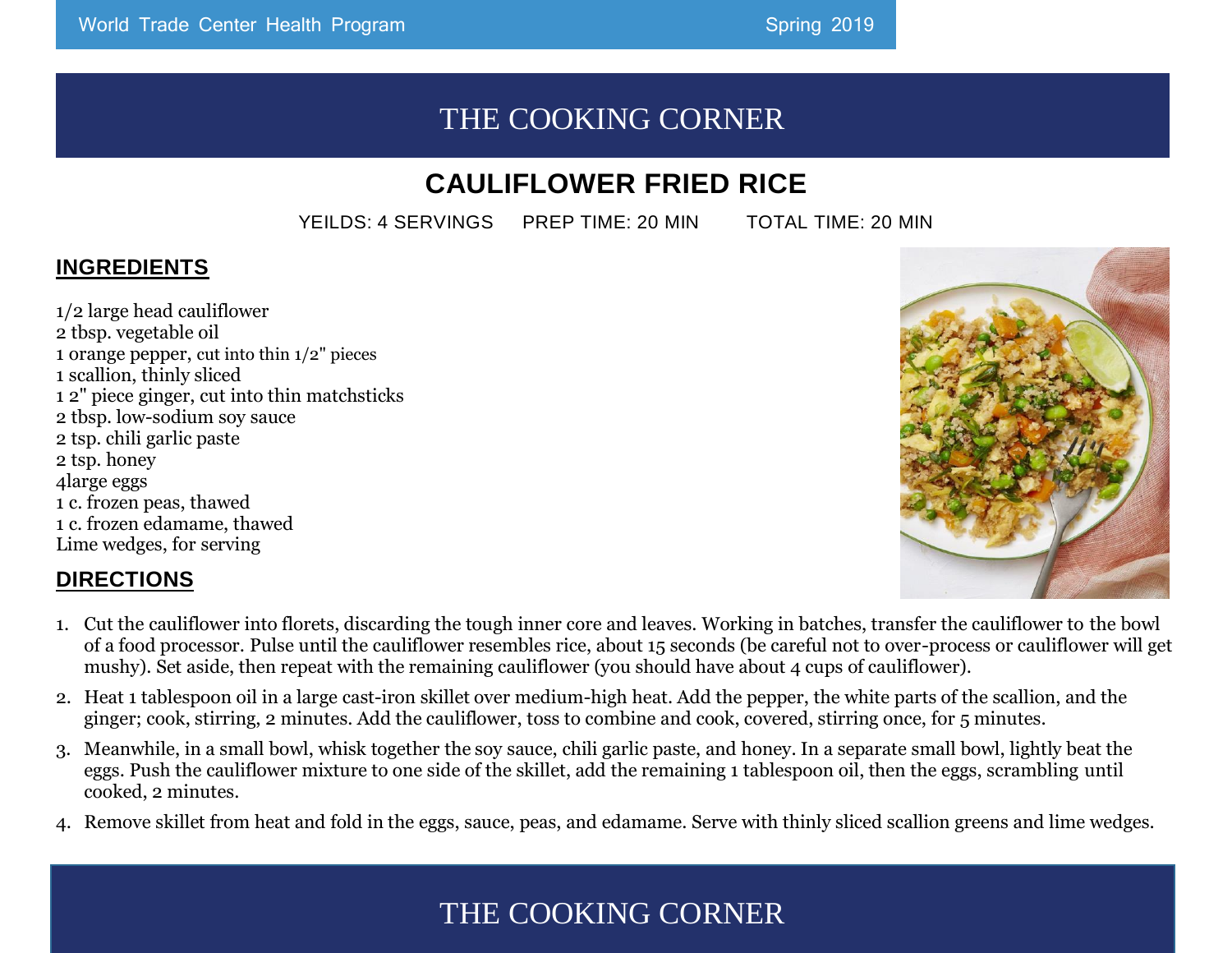# THE COOKING CORNER

## CAULIFLOWER FRIED RICE

YEILDS: 4 SERVINGS PREP TIME: 20 MIN TOTAL TIME: 20 MIN

### INGREDIENTS

1/2 large head cauliflower
2 tbsp. vegetable oil
1 orange pepper, cut into thin 1/2" pieces
1 scallion, thinly sliced
1 2" piece ginger, cut into thin matchsticks
2 tbsp. low-sodium soy sauce
2 tsp. chili garlic paste
2 tsp. honey
4large eggs
1 c. frozen peas, thawed
1 c. frozen edamame, thawed
Lime wedges, for serving

### DIRECTIONS

1. Cut the cauliflower into florets, discarding the tough inner core and leaves. Working in batches, transfer the cauliflower to the bowl of a food processor. Pulse until the cauliflower resembles rice, about 15 seconds (be careful not to over-process or cauliflower will get mushy). Set aside, then repeat with the remaining cauliflower (you should have about 4 cups of cauliflower).
2. Heat 1 tablespoon oil in a large cast-iron skillet over medium-high heat. Add the pepper, the white parts of the scallion, and the ginger; cook, stirring, 2 minutes. Add the cauliflower, toss to combine and cook, covered, stirring once, for 5 minutes.
3. Meanwhile, in a small bowl, whisk together the soy sauce, chili garlic paste, and honey. In a separate small bowl, lightly beat the eggs. Push the cauliflower mixture to one side of the skillet, add the remaining 1 tablespoon oil, then the eggs, scrambling until cooked, 2 minutes.
4. Remove skillet from heat and fold in the eggs, sauce, peas, and edamame. Serve with thinly sliced scallion greens and lime wedges.

# THE COOKING CORNER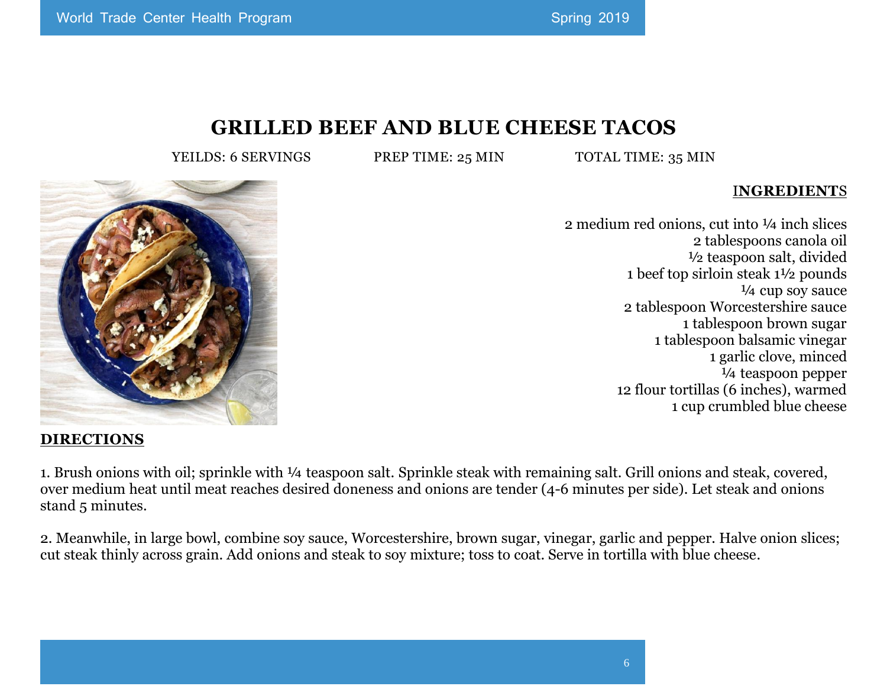# GRILLED BEEF AND BLUE CHEESE TACOS

YEILDS: 6 SERVINGS PREP TIME: 25 MIN TOTAL TIME: 35 MIN

## INGREDIENTS

2 medium red onions, cut into ¼ inch slices
2 tablespoons canola oil
½ teaspoon salt, divided
1 beef top sirloin steak 1½ pounds
¼ cup soy sauce
2 tablespoon Worcestershire sauce
1 tablespoon brown sugar
1 tablespoon balsamic vinegar
1 garlic clove, minced
¼ teaspoon pepper
12 flour tortillas (6 inches), warmed
1 cup crumbled blue cheese

## DIRECTIONS

1. Brush onions with oil; sprinkle with ¼ teaspoon salt. Sprinkle steak with remaining salt. Grill onions and steak, covered, over medium heat until meat reaches desired doneness and onions are tender (4-6 minutes per side). Let steak and onions stand 5 minutes.

2. Meanwhile, in large bowl, combine soy sauce, Worcestershire, brown sugar, vinegar, garlic and pepper. Halve onion slices; cut steak thinly across grain. Add onions and steak to soy mixture; toss to coat. Serve in tortilla with blue cheese.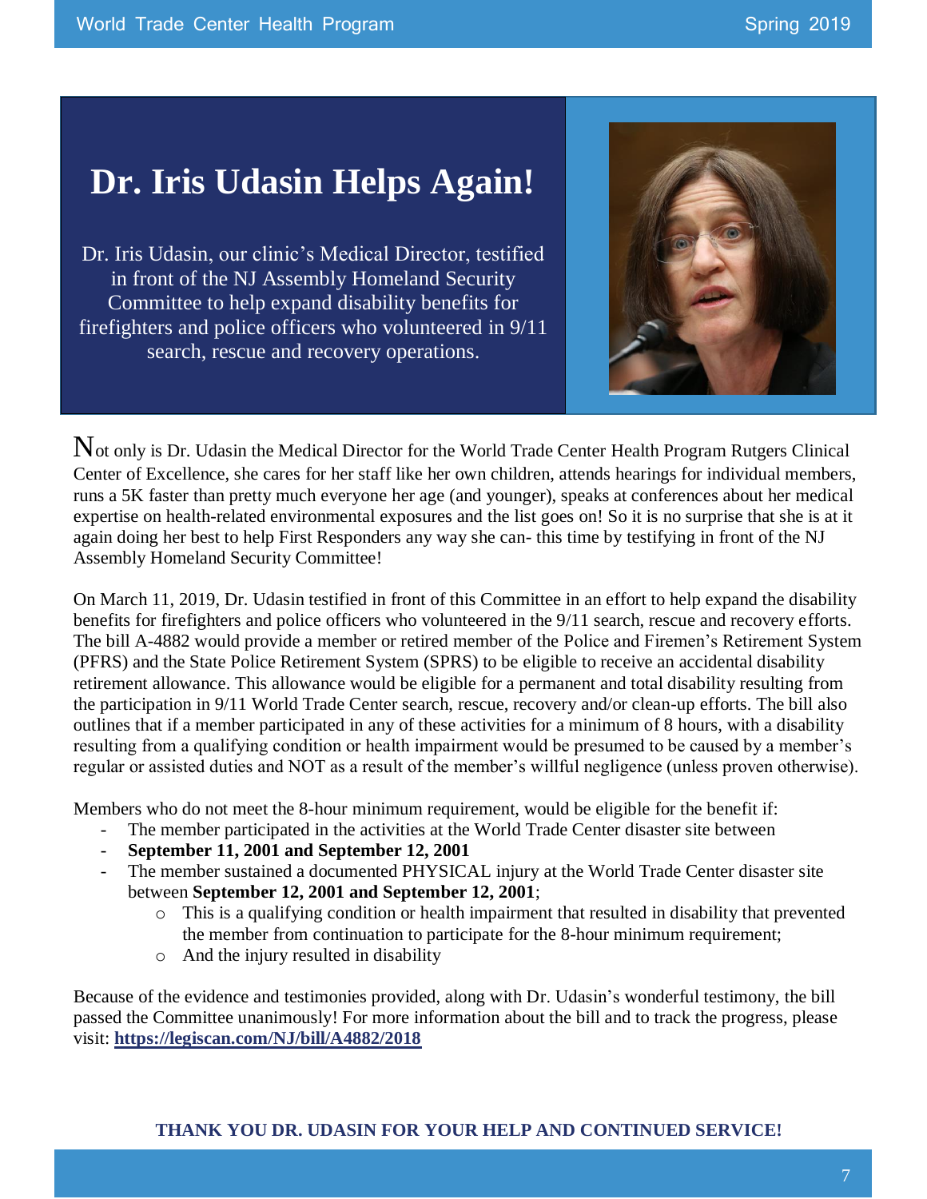# Dr. Iris Udasin Helps Again!

Dr. Iris Udasin, our clinic's Medical Director, testified in front of the NJ Assembly Homeland Security Committee to help expand disability benefits for firefighters and police officers who volunteered in 9/11 search, rescue and recovery operations.

Not only is Dr. Udasin the Medical Director for the World Trade Center Health Program Rutgers Clinical Center of Excellence, she cares for her staff like her own children, attends hearings for individual members, runs a 5K faster than pretty much everyone her age (and younger), speaks at conferences about her medical expertise on health-related environmental exposures and the list goes on! So it is no surprise that she is at it again doing her best to help First Responders any way she can- this time by testifying in front of the NJ Assembly Homeland Security Committee!

On March 11, 2019, Dr. Udasin testified in front of this Committee in an effort to help expand the disability benefits for firefighters and police officers who volunteered in the 9/11 search, rescue and recovery efforts. The bill A-4882 would provide a member or retired member of the Police and Firemen's Retirement System (PFRS) and the State Police Retirement System (SPRS) to be eligible to receive an accidental disability retirement allowance. This allowance would be eligible for a permanent and total disability resulting from the participation in 9/11 World Trade Center search, rescue, recovery and/or clean-up efforts. The bill also outlines that if a member participated in any of these activities for a minimum of 8 hours, with a disability resulting from a qualifying condition or health impairment would be presumed to be caused by a member's regular or assisted duties and NOT as a result of the member's willful negligence (unless proven otherwise).

Members who do not meet the 8-hour minimum requirement, would be eligible for the benefit if:

- The member participated in the activities at the World Trade Center disaster site between
- **September 11, 2001 and September 12, 2001**
- The member sustained a documented PHYSICAL injury at the World Trade Center disaster site between **September 12, 2001 and September 12, 2001**;
  - This is a qualifying condition or health impairment that resulted in disability that prevented the member from continuation to participate for the 8-hour minimum requirement;
  - And the injury resulted in disability

Because of the evidence and testimonies provided, along with Dr. Udasin's wonderful testimony, the bill passed the Committee unanimously! For more information about the bill and to track the progress, please visit: **https://legiscan.com/NJ/bill/A4882/2018**

**THANK YOU DR. UDASIN FOR YOUR HELP AND CONTINUED SERVICE!**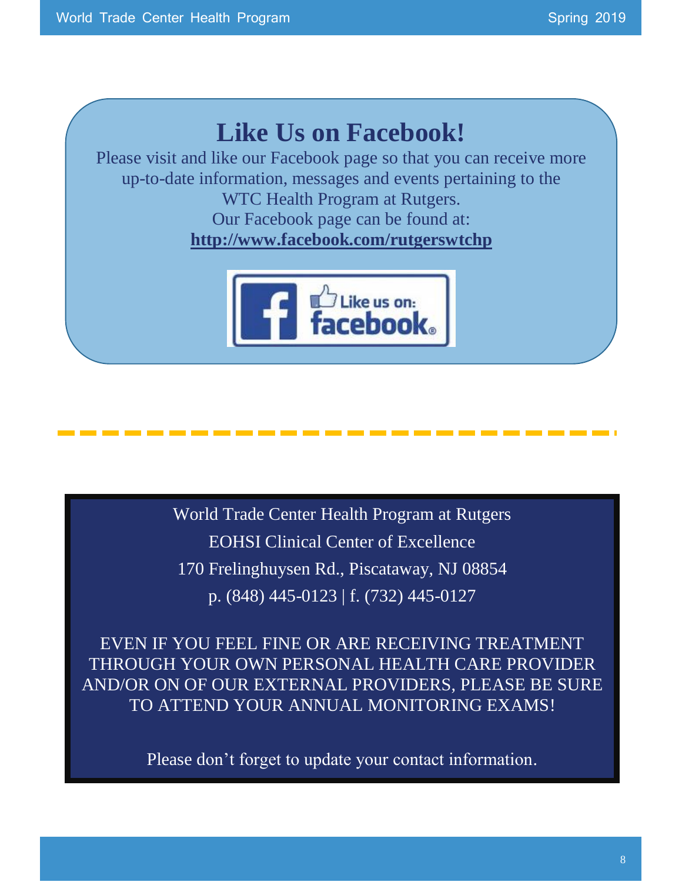## Like Us on Facebook!

Please visit and like our Facebook page so that you can receive more up-to-date information, messages and events pertaining to the WTC Health Program at Rutgers.

Our Facebook page can be found at:

**http://www.facebook.com/rutgerswtchp**

---

World Trade Center Health Program at Rutgers

EOHSI Clinical Center of Excellence

170 Frelinghuysen Rd., Piscataway, NJ 08854

p. (848) 445-0123 | f. (732) 445-0127

EVEN IF YOU FEEL FINE OR ARE RECEIVING TREATMENT THROUGH YOUR OWN PERSONAL HEALTH CARE PROVIDER AND/OR ON OF OUR EXTERNAL PROVIDERS, PLEASE BE SURE TO ATTEND YOUR ANNUAL MONITORING EXAMS!

Please don't forget to update your contact information.